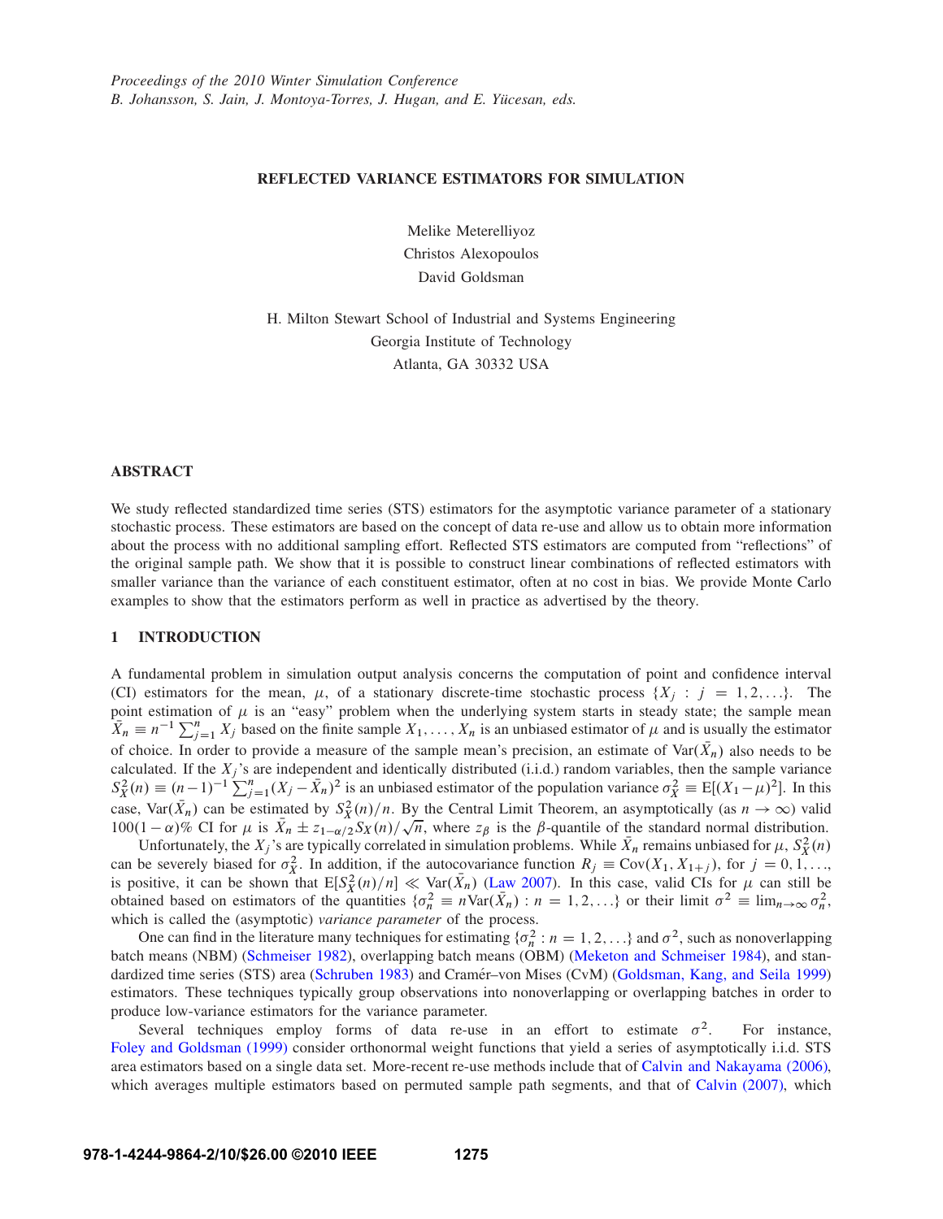*Proceedings of the 2010 Winter Simulation Conference*
*B. Johansson, S. Jain, J. Montoya-Torres, J. Hugan, and E. Yücesan, eds.*

# REFLECTED VARIANCE ESTIMATORS FOR SIMULATION

Melike Meterelliyoz
Christos Alexopoulos
David Goldsman

H. Milton Stewart School of Industrial and Systems Engineering
Georgia Institute of Technology
Atlanta, GA 30332 USA

## ABSTRACT

We study reflected standardized time series (STS) estimators for the asymptotic variance parameter of a stationary stochastic process. These estimators are based on the concept of data re-use and allow us to obtain more information about the process with no additional sampling effort. Reflected STS estimators are computed from "reflections" of the original sample path. We show that it is possible to construct linear combinations of reflected estimators with smaller variance than the variance of each constituent estimator, often at no cost in bias. We provide Monte Carlo examples to show that the estimators perform as well in practice as advertised by the theory.

## 1 INTRODUCTION

A fundamental problem in simulation output analysis concerns the computation of point and confidence interval (CI) estimators for the mean, $\mu$, of a stationary discrete-time stochastic process $\{X_j : j = 1, 2, \ldots\}$. The point estimation of $\mu$ is an "easy" problem when the underlying system starts in steady state; the sample mean $\bar{X}_n \equiv n^{-1}\sum_{j=1}^{n} X_j$ based on the finite sample $X_1, \ldots, X_n$ is an unbiased estimator of $\mu$ and is usually the estimator of choice. In order to provide a measure of the sample mean's precision, an estimate of $\text{Var}(\bar{X}_n)$ also needs to be calculated. If the $X_j$'s are independent and identically distributed (i.i.d.) random variables, then the sample variance $S_X^2(n) \equiv (n-1)^{-1}\sum_{j=1}^{n}(X_j - \bar{X}_n)^2$ is an unbiased estimator of the population variance $\sigma_X^2 \equiv \text{E}[(X_1 - \mu)^2]$. In this case, $\text{Var}(\bar{X}_n)$ can be estimated by $S_X^2(n)/n$. By the Central Limit Theorem, an asymptotically (as $n \to \infty$) valid $100(1-\alpha)\%$ CI for $\mu$ is $\bar{X}_n \pm z_{1-\alpha/2} S_X(n)/\sqrt{n}$, where $z_\beta$ is the $\beta$-quantile of the standard normal distribution.

Unfortunately, the $X_j$'s are typically correlated in simulation problems. While $\bar{X}_n$ remains unbiased for $\mu$, $S_X^2(n)$ can be severely biased for $\sigma_X^2$. In addition, if the autocovariance function $R_j \equiv \text{Cov}(X_1, X_{1+j})$, for $j = 0, 1, \ldots$, is positive, it can be shown that $\text{E}[S_X^2(n)/n] \ll \text{Var}(\bar{X}_n)$ (Law 2007). In this case, valid CIs for $\mu$ can still be obtained based on estimators of the quantities $\{\sigma_n^2 \equiv n\text{Var}(\bar{X}_n) : n = 1, 2, \ldots\}$ or their limit $\sigma^2 \equiv \lim_{n\to\infty}\sigma_n^2$, which is called the (asymptotic) *variance parameter* of the process.

One can find in the literature many techniques for estimating $\{\sigma_n^2 : n = 1, 2, \ldots\}$ and $\sigma^2$, such as nonoverlapping batch means (NBM) (Schmeiser 1982), overlapping batch means (OBM) (Meketon and Schmeiser 1984), and standardized time series (STS) area (Schruben 1983) and Cramér–von Mises (CvM) (Goldsman, Kang, and Seila 1999) estimators. These techniques typically group observations into nonoverlapping or overlapping batches in order to produce low-variance estimators for the variance parameter.

Several techniques employ forms of data re-use in an effort to estimate $\sigma^2$. For instance, Foley and Goldsman (1999) consider orthonormal weight functions that yield a series of asymptotically i.i.d. STS area estimators based on a single data set. More-recent re-use methods include that of Calvin and Nakayama (2006), which averages multiple estimators based on permuted sample path segments, and that of Calvin (2007), which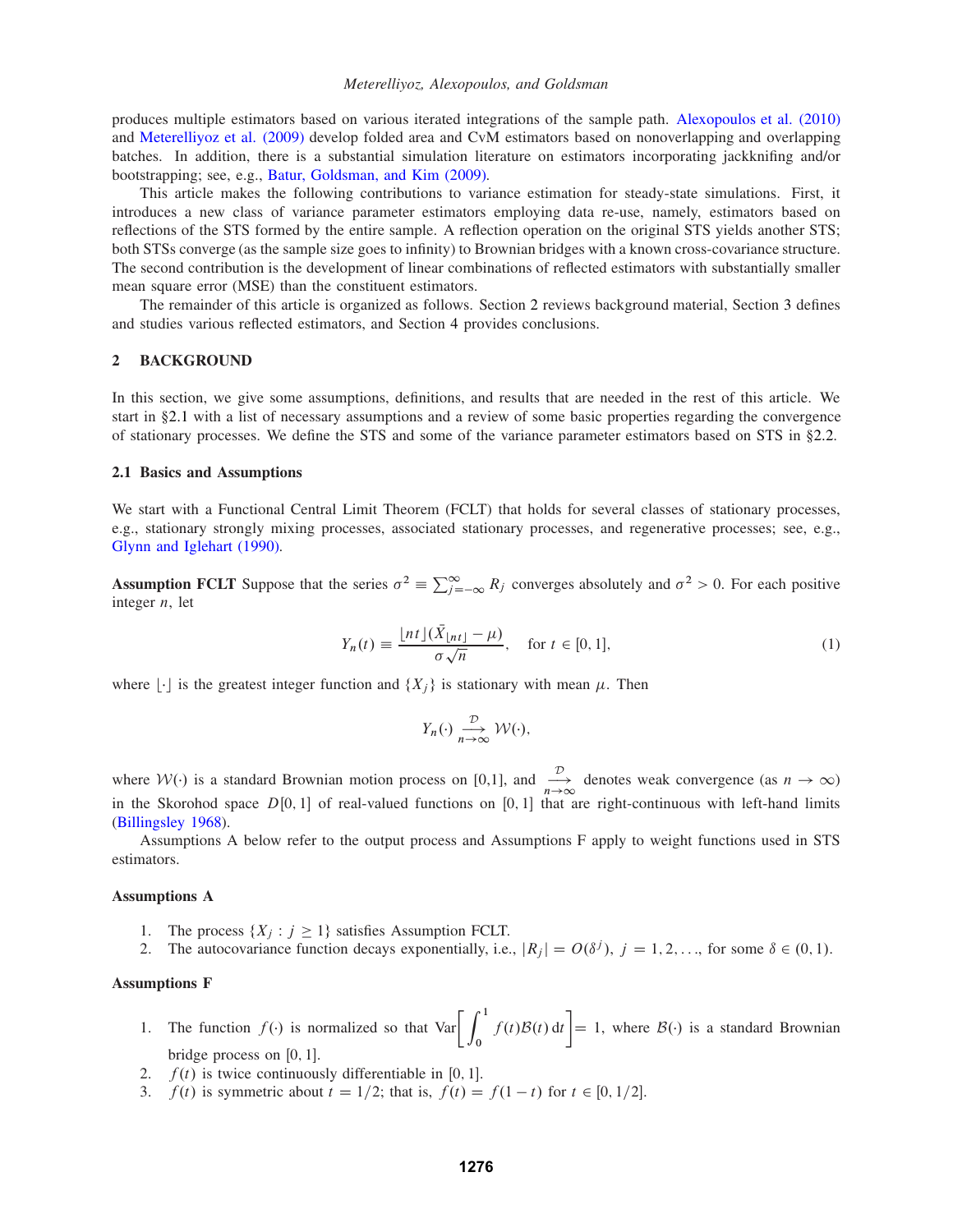produces multiple estimators based on various iterated integrations of the sample path. Alexopoulos et al. (2010) and Meterelliyoz et al. (2009) develop folded area and CvM estimators based on nonoverlapping and overlapping batches. In addition, there is a substantial simulation literature on estimators incorporating jackknifing and/or bootstrapping; see, e.g., Batur, Goldsman, and Kim (2009).

This article makes the following contributions to variance estimation for steady-state simulations. First, it introduces a new class of variance parameter estimators employing data re-use, namely, estimators based on reflections of the STS formed by the entire sample. A reflection operation on the original STS yields another STS; both STSs converge (as the sample size goes to infinity) to Brownian bridges with a known cross-covariance structure. The second contribution is the development of linear combinations of reflected estimators with substantially smaller mean square error (MSE) than the constituent estimators.

The remainder of this article is organized as follows. Section 2 reviews background material, Section 3 defines and studies various reflected estimators, and Section 4 provides conclusions.

## 2 BACKGROUND

In this section, we give some assumptions, definitions, and results that are needed in the rest of this article. We start in §2.1 with a list of necessary assumptions and a review of some basic properties regarding the convergence of stationary processes. We define the STS and some of the variance parameter estimators based on STS in §2.2.

### 2.1 Basics and Assumptions

We start with a Functional Central Limit Theorem (FCLT) that holds for several classes of stationary processes, e.g., stationary strongly mixing processes, associated stationary processes, and regenerative processes; see, e.g., Glynn and Iglehart (1990).

**Assumption FCLT** Suppose that the series $\sigma^2 \equiv \sum_{j=-\infty}^{\infty} R_j$ converges absolutely and $\sigma^2 > 0$. For each positive integer $n$, let

$$Y_n(t) \equiv \frac{\lfloor nt \rfloor (\bar{X}_{\lfloor nt \rfloor} - \mu)}{\sigma\sqrt{n}}, \quad \text{for } t \in [0,1], \tag{1}$$

where $\lfloor \cdot \rfloor$ is the greatest integer function and $\{X_j\}$ is stationary with mean $\mu$. Then

$$Y_n(\cdot) \underset{n\to\infty}{\overset{\mathcal{D}}{\longrightarrow}} \mathcal{W}(\cdot),$$

where $\mathcal{W}(\cdot)$ is a standard Brownian motion process on [0,1], and $\underset{n\to\infty}{\overset{\mathcal{D}}{\longrightarrow}}$ denotes weak convergence (as $n \to \infty$) in the Skorohod space $D[0,1]$ of real-valued functions on $[0,1]$ that are right-continuous with left-hand limits (Billingsley 1968).

Assumptions A below refer to the output process and Assumptions F apply to weight functions used in STS estimators.

**Assumptions A**

1. The process $\{X_j : j \geq 1\}$ satisfies Assumption FCLT.
2. The autocovariance function decays exponentially, i.e., $|R_j| = O(\delta^j)$, $j = 1, 2, \ldots$, for some $\delta \in (0,1)$.

**Assumptions F**

1. The function $f(\cdot)$ is normalized so that $\text{Var}\left[\int_0^1 f(t)\mathcal{B}(t)\,dt\right] = 1$, where $\mathcal{B}(\cdot)$ is a standard Brownian bridge process on $[0,1]$.
2. $f(t)$ is twice continuously differentiable in $[0,1]$.
3. $f(t)$ is symmetric about $t = 1/2$; that is, $f(t) = f(1-t)$ for $t \in [0,1/2]$.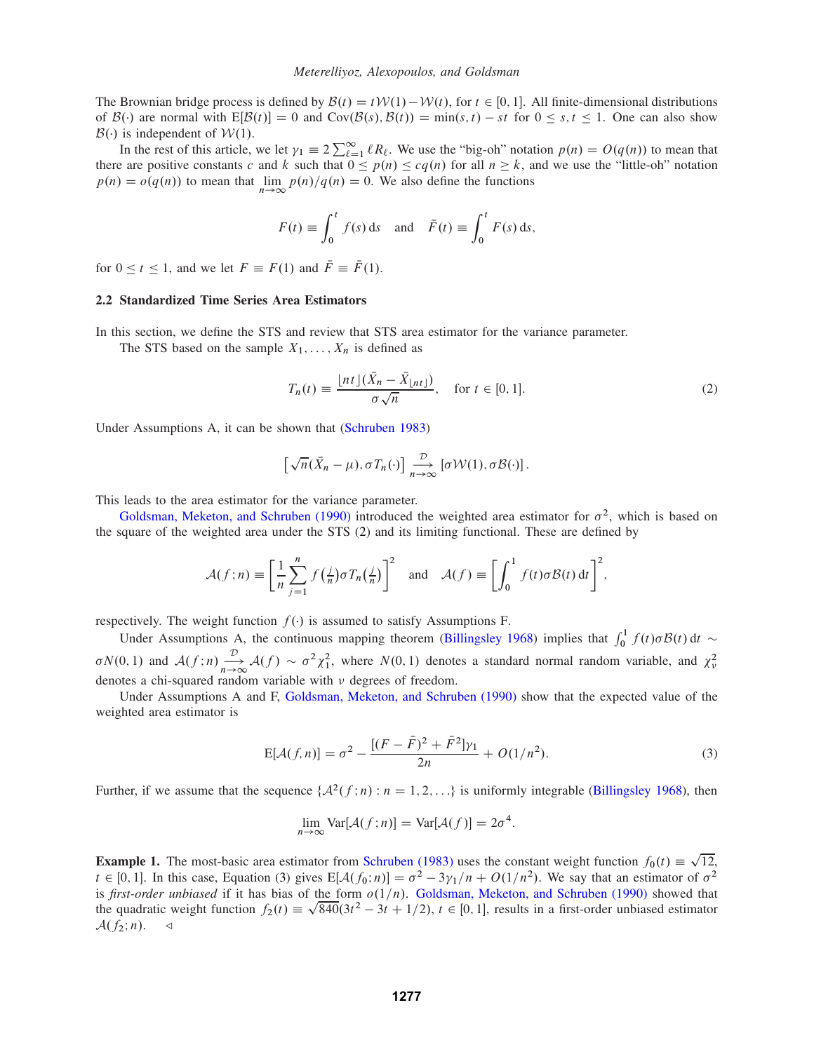The Brownian bridge process is defined by $\mathcal{B}(t) = t\mathcal{W}(1) - \mathcal{W}(t)$, for $t \in [0,1]$. All finite-dimensional distributions of $\mathcal{B}(\cdot)$ are normal with $\mathrm{E}[\mathcal{B}(t)] = 0$ and $\mathrm{Cov}(\mathcal{B}(s), \mathcal{B}(t)) = \min(s,t) - st$ for $0 \le s,t \le 1$. One can also show $\mathcal{B}(\cdot)$ is independent of $\mathcal{W}(1)$.

In the rest of this article, we let $\gamma_1 \equiv 2\sum_{\ell=1}^{\infty} \ell R_\ell$. We use the "big-oh" notation $p(n) = O(q(n))$ to mean that there are positive constants $c$ and $k$ such that $0 \le p(n) \le cq(n)$ for all $n \ge k$, and we use the "little-oh" notation $p(n) = o(q(n))$ to mean that $\lim_{n\to\infty} p(n)/q(n) = 0$. We also define the functions

$$F(t) \equiv \int_0^t f(s)\,\mathrm{d}s \quad \text{and} \quad \bar{F}(t) \equiv \int_0^t F(s)\,\mathrm{d}s,$$

for $0 \le t \le 1$, and we let $F \equiv F(1)$ and $\bar{F} \equiv \bar{F}(1)$.

### 2.2 Standardized Time Series Area Estimators

In this section, we define the STS and review that STS area estimator for the variance parameter.

The STS based on the sample $X_1, \ldots, X_n$ is defined as

$$T_n(t) \equiv \frac{\lfloor nt \rfloor (\bar{X}_n - \bar{X}_{\lfloor nt \rfloor})}{\sigma\sqrt{n}}, \quad \text{for } t \in [0,1]. \tag{2}$$

Under Assumptions A, it can be shown that (Schruben 1983)

$$\left[\sqrt{n}(\bar{X}_n - \mu), \sigma T_n(\cdot)\right] \xrightarrow[n\to\infty]{\mathcal{D}} \left[\sigma\mathcal{W}(1), \sigma\mathcal{B}(\cdot)\right].$$

This leads to the area estimator for the variance parameter.

Goldsman, Meketon, and Schruben (1990) introduced the weighted area estimator for $\sigma^2$, which is based on the square of the weighted area under the STS (2) and its limiting functional. These are defined by

$$\mathcal{A}(f;n) \equiv \left[\frac{1}{n}\sum_{j=1}^{n} f\left(\tfrac{j}{n}\right)\sigma T_n\left(\tfrac{j}{n}\right)\right]^2 \quad \text{and} \quad \mathcal{A}(f) \equiv \left[\int_0^1 f(t)\sigma\mathcal{B}(t)\,\mathrm{d}t\right]^2,$$

respectively. The weight function $f(\cdot)$ is assumed to satisfy Assumptions F.

Under Assumptions A, the continuous mapping theorem (Billingsley 1968) implies that $\int_0^1 f(t)\sigma\mathcal{B}(t)\,\mathrm{d}t \sim \sigma N(0,1)$ and $\mathcal{A}(f;n) \xrightarrow[n\to\infty]{\mathcal{D}} \mathcal{A}(f) \sim \sigma^2\chi_1^2$, where $N(0,1)$ denotes a standard normal random variable, and $\chi_\nu^2$ denotes a chi-squared random variable with $\nu$ degrees of freedom.

Under Assumptions A and F, Goldsman, Meketon, and Schruben (1990) show that the expected value of the weighted area estimator is

$$\mathrm{E}[\mathcal{A}(f,n)] = \sigma^2 - \frac{[(F - \bar{F})^2 + \bar{F}^2]\gamma_1}{2n} + O(1/n^2). \tag{3}$$

Further, if we assume that the sequence $\{\mathcal{A}^2(f;n) : n = 1,2,\ldots\}$ is uniformly integrable (Billingsley 1968), then

$$\lim_{n\to\infty} \mathrm{Var}[\mathcal{A}(f;n)] = \mathrm{Var}[\mathcal{A}(f)] = 2\sigma^4.$$

**Example 1.** The most-basic area estimator from Schruben (1983) uses the constant weight function $f_0(t) \equiv \sqrt{12}$, $t \in [0,1]$. In this case, Equation (3) gives $\mathrm{E}[\mathcal{A}(f_0;n)] = \sigma^2 - 3\gamma_1/n + O(1/n^2)$. We say that an estimator of $\sigma^2$ is *first-order unbiased* if it has bias of the form $o(1/n)$. Goldsman, Meketon, and Schruben (1990) showed that the quadratic weight function $f_2(t) \equiv \sqrt{840}(3t^2 - 3t + 1/2)$, $t \in [0,1]$, results in a first-order unbiased estimator $\mathcal{A}(f_2;n)$. ◁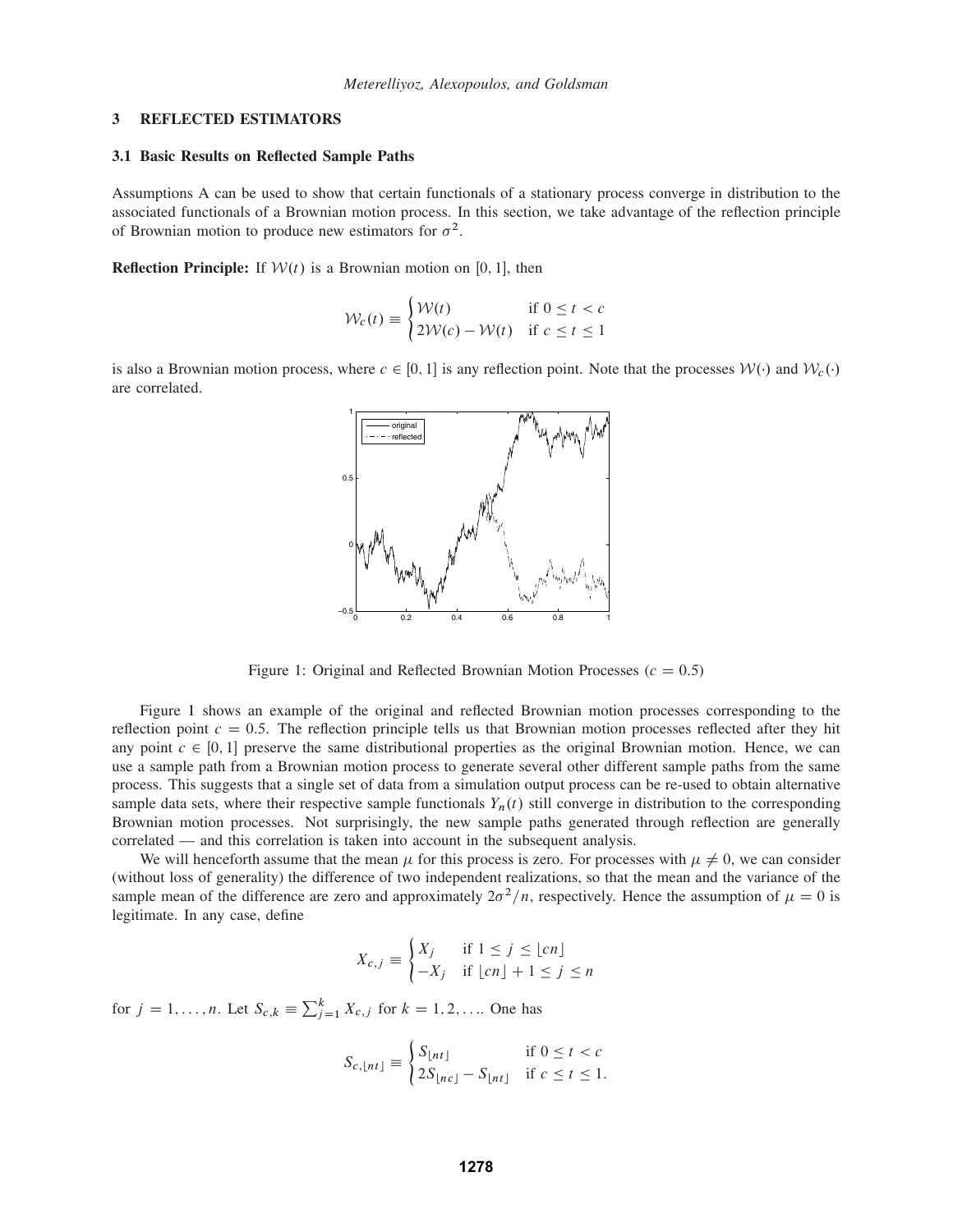## 3 REFLECTED ESTIMATORS

### 3.1 Basic Results on Reflected Sample Paths

Assumptions A can be used to show that certain functionals of a stationary process converge in distribution to the associated functionals of a Brownian motion process. In this section, we take advantage of the reflection principle of Brownian motion to produce new estimators for $\sigma^2$.

**Reflection Principle:** If $\mathcal{W}(t)$ is a Brownian motion on $[0,1]$, then

$$\mathcal{W}_c(t) \equiv \begin{cases} \mathcal{W}(t) & \text{if } 0 \le t < c \\ 2\mathcal{W}(c) - \mathcal{W}(t) & \text{if } c \le t \le 1 \end{cases}$$

is also a Brownian motion process, where $c \in [0,1]$ is any reflection point. Note that the processes $\mathcal{W}(\cdot)$ and $\mathcal{W}_c(\cdot)$ are correlated.

Figure 1: Original and Reflected Brownian Motion Processes ($c = 0.5$)

Figure 1 shows an example of the original and reflected Brownian motion processes corresponding to the reflection point $c = 0.5$. The reflection principle tells us that Brownian motion processes reflected after they hit any point $c \in [0,1]$ preserve the same distributional properties as the original Brownian motion. Hence, we can use a sample path from a Brownian motion process to generate several other different sample paths from the same process. This suggests that a single set of data from a simulation output process can be re-used to obtain alternative sample data sets, where their respective sample functionals $Y_n(t)$ still converge in distribution to the corresponding Brownian motion processes. Not surprisingly, the new sample paths generated through reflection are generally correlated — and this correlation is taken into account in the subsequent analysis.

We will henceforth assume that the mean $\mu$ for this process is zero. For processes with $\mu \neq 0$, we can consider (without loss of generality) the difference of two independent realizations, so that the mean and the variance of the sample mean of the difference are zero and approximately $2\sigma^2/n$, respectively. Hence the assumption of $\mu = 0$ is legitimate. In any case, define

$$X_{c,j} \equiv \begin{cases} X_j & \text{if } 1 \le j \le \lfloor cn \rfloor \\ -X_j & \text{if } \lfloor cn \rfloor + 1 \le j \le n \end{cases}$$

for $j = 1, \ldots, n$. Let $S_{c,k} \equiv \sum_{j=1}^{k} X_{c,j}$ for $k = 1, 2, \ldots$. One has

$$S_{c,\lfloor nt \rfloor} \equiv \begin{cases} S_{\lfloor nt \rfloor} & \text{if } 0 \le t < c \\ 2S_{\lfloor nc \rfloor} - S_{\lfloor nt \rfloor} & \text{if } c \le t \le 1. \end{cases}$$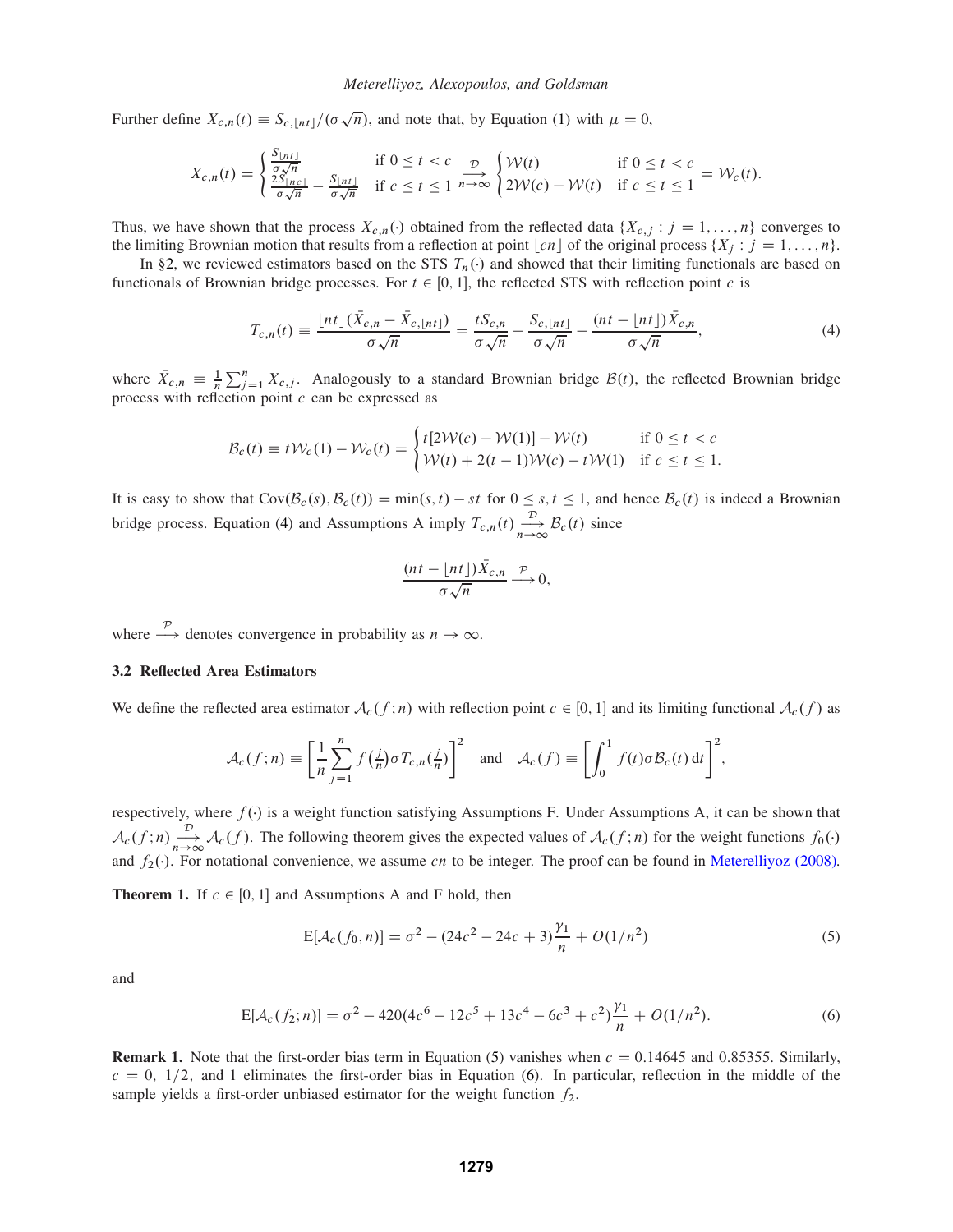Further define $X_{c,n}(t) \equiv S_{c,\lfloor nt \rfloor}/(\sigma\sqrt{n})$, and note that, by Equation (1) with $\mu = 0$,

$$X_{c,n}(t) = \begin{cases} \frac{S_{\lfloor nt \rfloor}}{\sigma\sqrt{n}} & \text{if } 0 \le t < c \\ \frac{2S_{\lfloor nc \rfloor}}{\sigma\sqrt{n}} - \frac{S_{\lfloor nt \rfloor}}{\sigma\sqrt{n}} & \text{if } c \le t \le 1 \end{cases} \underset{n\to\infty}{\overset{\mathcal{D}}{\longrightarrow}} \begin{cases} \mathcal{W}(t) & \text{if } 0 \le t < c \\ 2\mathcal{W}(c) - \mathcal{W}(t) & \text{if } c \le t \le 1 \end{cases} = \mathcal{W}_c(t).$$

Thus, we have shown that the process $X_{c,n}(\cdot)$ obtained from the reflected data $\{X_{c,j} : j = 1, \ldots, n\}$ converges to the limiting Brownian motion that results from a reflection at point $\lfloor cn \rfloor$ of the original process $\{X_j : j = 1, \ldots, n\}$.

In §2, we reviewed estimators based on the STS $T_n(\cdot)$ and showed that their limiting functionals are based on functionals of Brownian bridge processes. For $t \in [0,1]$, the reflected STS with reflection point $c$ is

$$T_{c,n}(t) \equiv \frac{\lfloor nt \rfloor(\bar{X}_{c,n} - \bar{X}_{c,\lfloor nt \rfloor})}{\sigma\sqrt{n}} = \frac{tS_{c,n}}{\sigma\sqrt{n}} - \frac{S_{c,\lfloor nt \rfloor}}{\sigma\sqrt{n}} - \frac{(nt - \lfloor nt \rfloor)\bar{X}_{c,n}}{\sigma\sqrt{n}}, \tag{4}$$

where $\bar{X}_{c,n} \equiv \frac{1}{n}\sum_{j=1}^{n} X_{c,j}$. Analogously to a standard Brownian bridge $\mathcal{B}(t)$, the reflected Brownian bridge process with reflection point $c$ can be expressed as

$$\mathcal{B}_c(t) \equiv t\mathcal{W}_c(1) - \mathcal{W}_c(t) = \begin{cases} t[2\mathcal{W}(c) - \mathcal{W}(1)] - \mathcal{W}(t) & \text{if } 0 \le t < c \\ \mathcal{W}(t) + 2(t-1)\mathcal{W}(c) - t\mathcal{W}(1) & \text{if } c \le t \le 1. \end{cases}$$

It is easy to show that $\text{Cov}(\mathcal{B}_c(s), \mathcal{B}_c(t)) = \min(s,t) - st$ for $0 \le s,t \le 1$, and hence $\mathcal{B}_c(t)$ is indeed a Brownian bridge process. Equation (4) and Assumptions A imply $T_{c,n}(t) \underset{n\to\infty}{\overset{\mathcal{D}}{\longrightarrow}} \mathcal{B}_c(t)$ since

$$\frac{(nt - \lfloor nt \rfloor)\bar{X}_{c,n}}{\sigma\sqrt{n}} \overset{\mathcal{P}}{\longrightarrow} 0,$$

where $\overset{\mathcal{P}}{\longrightarrow}$ denotes convergence in probability as $n \to \infty$.

### 3.2 Reflected Area Estimators

We define the reflected area estimator $\mathcal{A}_c(f;n)$ with reflection point $c \in [0,1]$ and its limiting functional $\mathcal{A}_c(f)$ as

$$\mathcal{A}_c(f;n) \equiv \left[\frac{1}{n}\sum_{j=1}^{n} f\left(\tfrac{j}{n}\right)\sigma T_{c,n}\left(\tfrac{j}{n}\right)\right]^2 \quad \text{and} \quad \mathcal{A}_c(f) \equiv \left[\int_0^1 f(t)\sigma\mathcal{B}_c(t)\,\mathrm{d}t\right]^2,$$

respectively, where $f(\cdot)$ is a weight function satisfying Assumptions F. Under Assumptions A, it can be shown that $\mathcal{A}_c(f;n) \underset{n\to\infty}{\overset{\mathcal{D}}{\longrightarrow}} \mathcal{A}_c(f)$. The following theorem gives the expected values of $\mathcal{A}_c(f;n)$ for the weight functions $f_0(\cdot)$ and $f_2(\cdot)$. For notational convenience, we assume $cn$ to be integer. The proof can be found in Meterelliyoz (2008).

**Theorem 1.** If $c \in [0,1]$ and Assumptions A and F hold, then

$$\text{E}[\mathcal{A}_c(f_0,n)] = \sigma^2 - (24c^2 - 24c + 3)\frac{\gamma_1}{n} + O(1/n^2) \tag{5}$$

and

$$\text{E}[\mathcal{A}_c(f_2;n)] = \sigma^2 - 420(4c^6 - 12c^5 + 13c^4 - 6c^3 + c^2)\frac{\gamma_1}{n} + O(1/n^2). \tag{6}$$

**Remark 1.** Note that the first-order bias term in Equation (5) vanishes when $c = 0.14645$ and $0.85355$. Similarly, $c = 0,\ 1/2$, and $1$ eliminates the first-order bias in Equation (6). In particular, reflection in the middle of the sample yields a first-order unbiased estimator for the weight function $f_2$.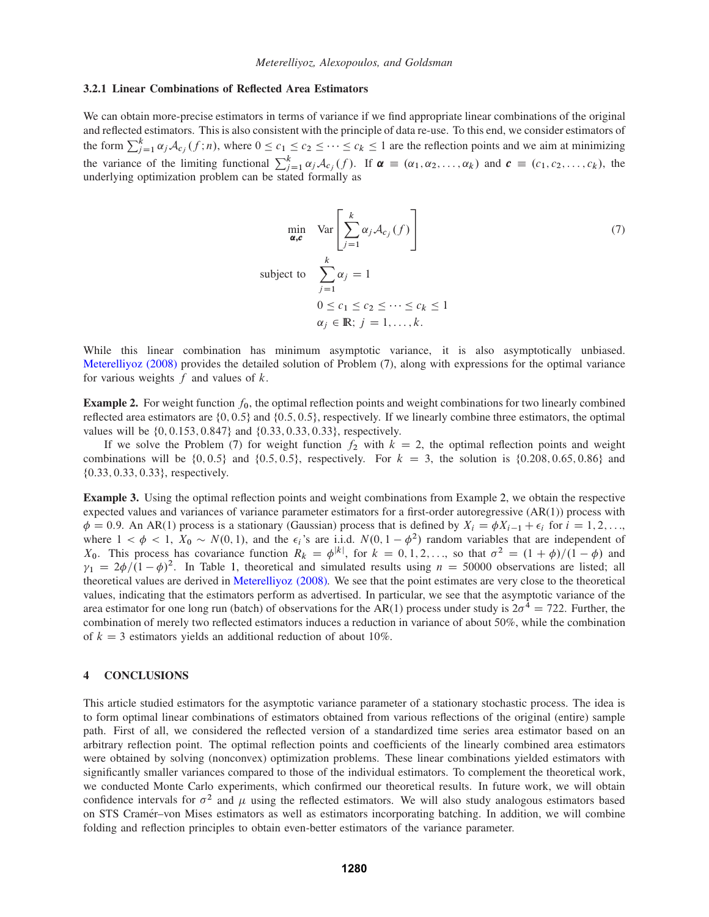### 3.2.1 Linear Combinations of Reflected Area Estimators

We can obtain more-precise estimators in terms of variance if we find appropriate linear combinations of the original and reflected estimators. This is also consistent with the principle of data re-use. To this end, we consider estimators of the form $\sum_{j=1}^{k} \alpha_j \mathcal{A}_{c_j}(f;n)$, where $0 \leq c_1 \leq c_2 \leq \cdots \leq c_k \leq 1$ are the reflection points and we aim at minimizing the variance of the limiting functional $\sum_{j=1}^{k} \alpha_j \mathcal{A}_{c_j}(f)$. If $\boldsymbol{\alpha} \equiv (\alpha_1, \alpha_2, \ldots, \alpha_k)$ and $\boldsymbol{c} \equiv (c_1, c_2, \ldots, c_k)$, the underlying optimization problem can be stated formally as

$$
\begin{aligned}
\min_{\boldsymbol{\alpha},\boldsymbol{c}} \quad & \mathrm{Var}\left[\sum_{j=1}^{k} \alpha_j \mathcal{A}_{c_j}(f)\right] && (7)\\
\text{subject to} \quad & \sum_{j=1}^{k} \alpha_j = 1 \\
& 0 \leq c_1 \leq c_2 \leq \cdots \leq c_k \leq 1 \\
& \alpha_j \in \mathbb{R};\ j = 1, \ldots, k.
\end{aligned}
$$

While this linear combination has minimum asymptotic variance, it is also asymptotically unbiased. Meterelliyoz (2008) provides the detailed solution of Problem (7), along with expressions for the optimal variance for various weights $f$ and values of $k$.

**Example 2.** For weight function $f_0$, the optimal reflection points and weight combinations for two linearly combined reflected area estimators are $\{0, 0.5\}$ and $\{0.5, 0.5\}$, respectively. If we linearly combine three estimators, the optimal values will be $\{0, 0.153, 0.847\}$ and $\{0.33, 0.33, 0.33\}$, respectively.

If we solve the Problem (7) for weight function $f_2$ with $k = 2$, the optimal reflection points and weight combinations will be $\{0, 0.5\}$ and $\{0.5, 0.5\}$, respectively. For $k = 3$, the solution is $\{0.208, 0.65, 0.86\}$ and $\{0.33, 0.33, 0.33\}$, respectively.

**Example 3.** Using the optimal reflection points and weight combinations from Example 2, we obtain the respective expected values and variances of variance parameter estimators for a first-order autoregressive (AR(1)) process with $\phi = 0.9$. An AR(1) process is a stationary (Gaussian) process that is defined by $X_i = \phi X_{i-1} + \epsilon_i$ for $i = 1, 2, \ldots$, where $1 < \phi < 1$, $X_0 \sim N(0,1)$, and the $\epsilon_i$'s are i.i.d. $N(0, 1-\phi^2)$ random variables that are independent of $X_0$. This process has covariance function $R_k = \phi^{|k|}$, for $k = 0, 1, 2, \ldots$, so that $\sigma^2 = (1+\phi)/(1-\phi)$ and $\gamma_1 = 2\phi/(1-\phi)^2$. In Table 1, theoretical and simulated results using $n = 50000$ observations are listed; all theoretical values are derived in Meterelliyoz (2008). We see that the point estimates are very close to the theoretical values, indicating that the estimators perform as advertised. In particular, we see that the asymptotic variance of the area estimator for one long run (batch) of observations for the AR(1) process under study is $2\sigma^4 = 722$. Further, the combination of merely two reflected estimators induces a reduction in variance of about 50%, while the combination of $k = 3$ estimators yields an additional reduction of about 10%.

## 4 CONCLUSIONS

This article studied estimators for the asymptotic variance parameter of a stationary stochastic process. The idea is to form optimal linear combinations of estimators obtained from various reflections of the original (entire) sample path. First of all, we considered the reflected version of a standardized time series area estimator based on an arbitrary reflection point. The optimal reflection points and coefficients of the linearly combined area estimators were obtained by solving (nonconvex) optimization problems. These linear combinations yielded estimators with significantly smaller variances compared to those of the individual estimators. To complement the theoretical work, we conducted Monte Carlo experiments, which confirmed our theoretical results. In future work, we will obtain confidence intervals for $\sigma^2$ and $\mu$ using the reflected estimators. We will also study analogous estimators based on STS Cramér–von Mises estimators as well as estimators incorporating batching. In addition, we will combine folding and reflection principles to obtain even-better estimators of the variance parameter.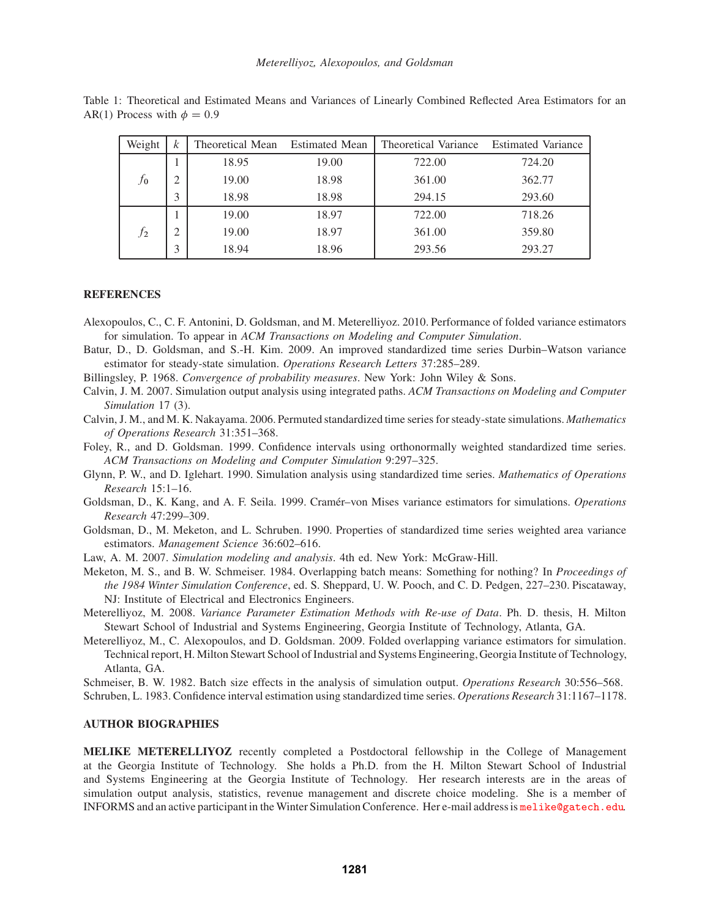Table 1: Theoretical and Estimated Means and Variances of Linearly Combined Reflected Area Estimators for an AR(1) Process with $\phi = 0.9$

| Weight | $k$ | Theoretical Mean | Estimated Mean | Theoretical Variance | Estimated Variance |
|---|---|---|---|---|---|
| $f_0$ | 1 | 18.95 | 19.00 | 722.00 | 724.20 |
| | 2 | 19.00 | 18.98 | 361.00 | 362.77 |
| | 3 | 18.98 | 18.98 | 294.15 | 293.60 |
| $f_2$ | 1 | 19.00 | 18.97 | 722.00 | 718.26 |
| | 2 | 19.00 | 18.97 | 361.00 | 359.80 |
| | 3 | 18.94 | 18.96 | 293.56 | 293.27 |

## REFERENCES

Alexopoulos, C., C. F. Antonini, D. Goldsman, and M. Meterelliyoz. 2010. Performance of folded variance estimators for simulation. To appear in *ACM Transactions on Modeling and Computer Simulation*.

Batur, D., D. Goldsman, and S.-H. Kim. 2009. An improved standardized time series Durbin–Watson variance estimator for steady-state simulation. *Operations Research Letters* 37:285–289.

Billingsley, P. 1968. *Convergence of probability measures*. New York: John Wiley & Sons.

Calvin, J. M. 2007. Simulation output analysis using integrated paths. *ACM Transactions on Modeling and Computer Simulation* 17 (3).

Calvin, J. M., and M. K. Nakayama. 2006. Permuted standardized time series for steady-state simulations. *Mathematics of Operations Research* 31:351–368.

Foley, R., and D. Goldsman. 1999. Confidence intervals using orthonormally weighted standardized time series. *ACM Transactions on Modeling and Computer Simulation* 9:297–325.

Glynn, P. W., and D. Iglehart. 1990. Simulation analysis using standardized time series. *Mathematics of Operations Research* 15:1–16.

Goldsman, D., K. Kang, and A. F. Seila. 1999. Cramér–von Mises variance estimators for simulations. *Operations Research* 47:299–309.

Goldsman, D., M. Meketon, and L. Schruben. 1990. Properties of standardized time series weighted area variance estimators. *Management Science* 36:602–616.

Law, A. M. 2007. *Simulation modeling and analysis*. 4th ed. New York: McGraw-Hill.

Meketon, M. S., and B. W. Schmeiser. 1984. Overlapping batch means: Something for nothing? In *Proceedings of the 1984 Winter Simulation Conference*, ed. S. Sheppard, U. W. Pooch, and C. D. Pedgen, 227–230. Piscataway, NJ: Institute of Electrical and Electronics Engineers.

Meterelliyoz, M. 2008. *Variance Parameter Estimation Methods with Re-use of Data*. Ph. D. thesis, H. Milton Stewart School of Industrial and Systems Engineering, Georgia Institute of Technology, Atlanta, GA.

Meterelliyoz, M., C. Alexopoulos, and D. Goldsman. 2009. Folded overlapping variance estimators for simulation. Technical report, H. Milton Stewart School of Industrial and Systems Engineering, Georgia Institute of Technology, Atlanta, GA.

Schmeiser, B. W. 1982. Batch size effects in the analysis of simulation output. *Operations Research* 30:556–568.

Schruben, L. 1983. Confidence interval estimation using standardized time series. *Operations Research* 31:1167–1178.

## AUTHOR BIOGRAPHIES

**MELIKE METERELLIYOZ** recently completed a Postdoctoral fellowship in the College of Management at the Georgia Institute of Technology. She holds a Ph.D. from the H. Milton Stewart School of Industrial and Systems Engineering at the Georgia Institute of Technology. Her research interests are in the areas of simulation output analysis, statistics, revenue management and discrete choice modeling. She is a member of INFORMS and an active participant in the Winter Simulation Conference. Her e-mail address is melike@gatech.edu.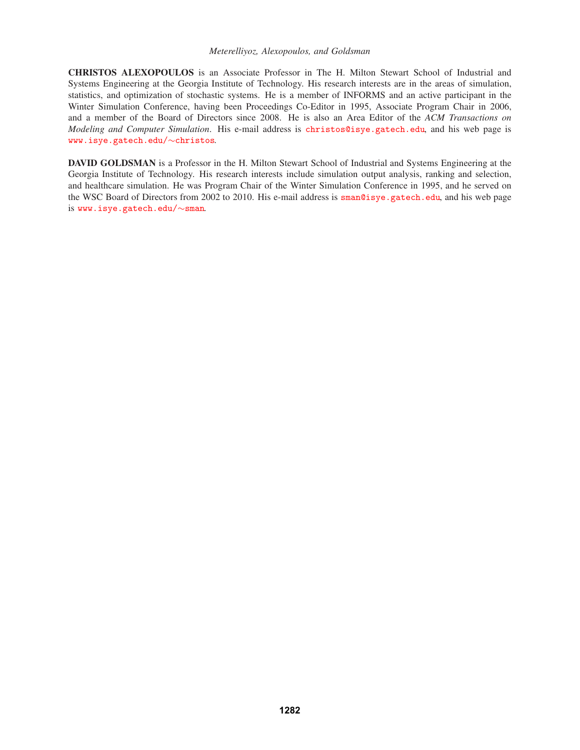**CHRISTOS ALEXOPOULOS** is an Associate Professor in The H. Milton Stewart School of Industrial and Systems Engineering at the Georgia Institute of Technology. His research interests are in the areas of simulation, statistics, and optimization of stochastic systems. He is a member of INFORMS and an active participant in the Winter Simulation Conference, having been Proceedings Co-Editor in 1995, Associate Program Chair in 2006, and a member of the Board of Directors since 2008. He is also an Area Editor of the *ACM Transactions on Modeling and Computer Simulation*. His e-mail address is christos@isye.gatech.edu, and his web page is www.isye.gatech.edu/∼christos.

**DAVID GOLDSMAN** is a Professor in the H. Milton Stewart School of Industrial and Systems Engineering at the Georgia Institute of Technology. His research interests include simulation output analysis, ranking and selection, and healthcare simulation. He was Program Chair of the Winter Simulation Conference in 1995, and he served on the WSC Board of Directors from 2002 to 2010. His e-mail address is sman@isye.gatech.edu, and his web page is www.isye.gatech.edu/∼sman.